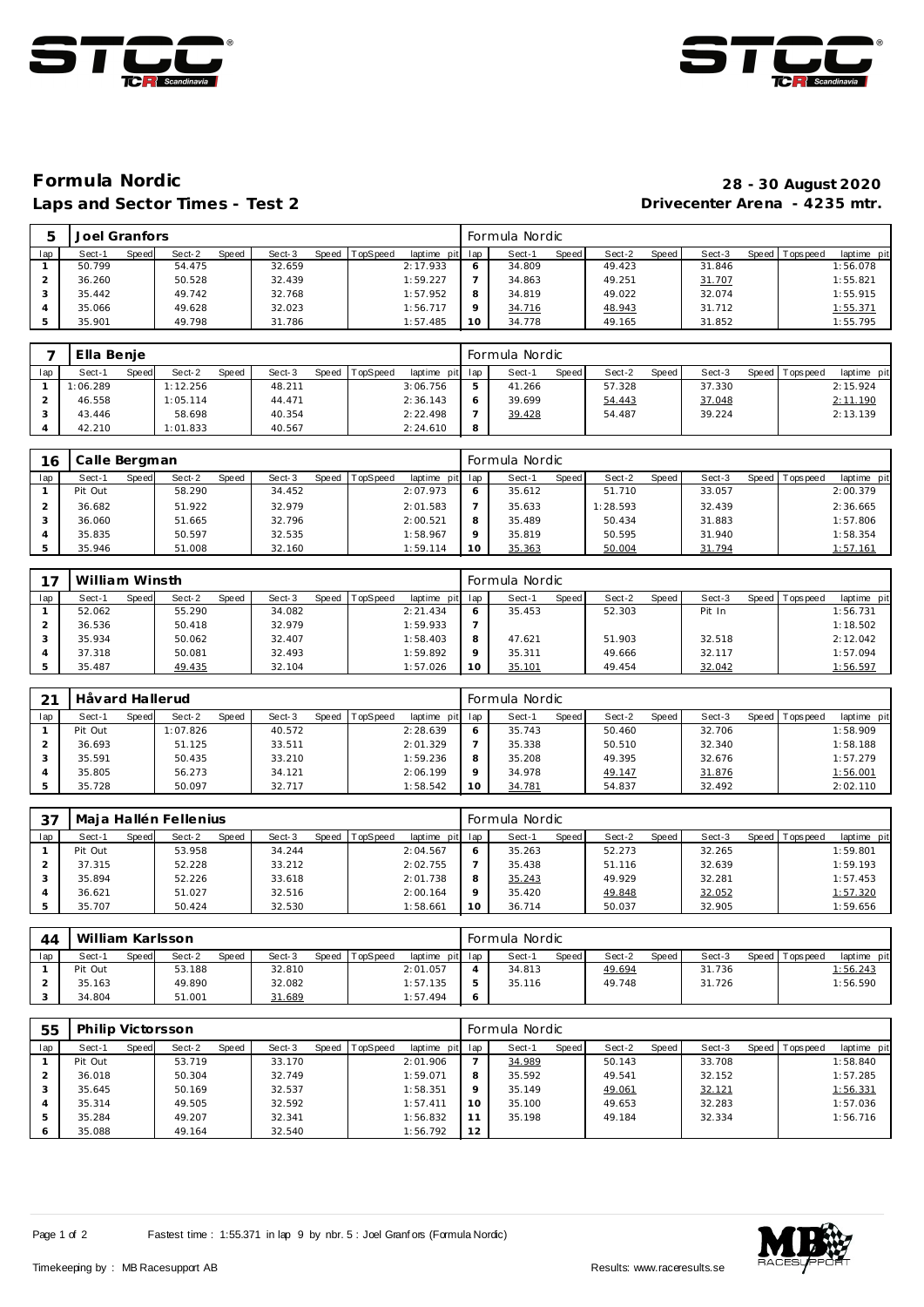# Formula Nordic

**28 - 30 August 2020**

## Laps and Sector Times - Test 2

**Drivecenter Arena - 4235 mtr.**

| 5 | Joel Granfors | | | | | | | | Formula Nordic | | | | | | | | |
|---|---|---|---|---|---|---|---|---|---|---|---|---|---|---|---|---|---|
| lap | Sect-1 | Speed | Sect-2 | Speed | Sect-3 | Speed | TopSpeed | laptime pit | lap | Sect-1 | Speed | Sect-2 | Speed | Sect-3 | Speed | Topspeed | laptime pit |
| 1 | 50.799 | | 54.475 | | 32.659 | | | 2:17.933 | 6 | 34.809 | | 49.423 | | 31.846 | | | 1:56.078 |
| 2 | 36.260 | | 50.528 | | 32.439 | | | 1:59.227 | 7 | 34.863 | | 49.251 | | 31.707 | | | 1:55.821 |
| 3 | 35.442 | | 49.742 | | 32.768 | | | 1:57.952 | 8 | 34.819 | | 49.022 | | 32.074 | | | 1:55.915 |
| 4 | 35.066 | | 49.628 | | 32.023 | | | 1:56.717 | 9 | 34.716 | | 48.943 | | 31.712 | | | 1:55.371 |
| 5 | 35.901 | | 49.798 | | 31.786 | | | 1:57.485 | 10 | 34.778 | | 49.165 | | 31.852 | | | 1:55.795 |

| 7 | Ella Benje | | | | | | | | Formula Nordic | | | | | | | | |
|---|---|---|---|---|---|---|---|---|---|---|---|---|---|---|---|---|---|
| lap | Sect-1 | Speed | Sect-2 | Speed | Sect-3 | Speed | TopSpeed | laptime pit | lap | Sect-1 | Speed | Sect-2 | Speed | Sect-3 | Speed | Topspeed | laptime pit |
| 1 | 1:06.289 | | 1:12.256 | | 48.211 | | | 3:06.756 | 5 | 41.266 | | 57.328 | | 37.330 | | | 2:15.924 |
| 2 | 46.558 | | 1:05.114 | | 44.471 | | | 2:36.143 | 6 | 39.699 | | 54.443 | | 37.048 | | | 2:11.190 |
| 3 | 43.446 | | 58.698 | | 40.354 | | | 2:22.498 | 7 | 39.428 | | 54.487 | | 39.224 | | | 2:13.139 |
| 4 | 42.210 | | 1:01.833 | | 40.567 | | | 2:24.610 | 8 | | | | | | | | |

| 16 | Calle Bergman | | | | | | | | Formula Nordic | | | | | | | | |
|---|---|---|---|---|---|---|---|---|---|---|---|---|---|---|---|---|---|
| lap | Sect-1 | Speed | Sect-2 | Speed | Sect-3 | Speed | TopSpeed | laptime pit | lap | Sect-1 | Speed | Sect-2 | Speed | Sect-3 | Speed | Topspeed | laptime pit |
| 1 | Pit Out | | 58.290 | | 34.452 | | | 2:07.973 | 6 | 35.612 | | 51.710 | | 33.057 | | | 2:00.379 |
| 2 | 36.682 | | 51.922 | | 32.979 | | | 2:01.583 | 7 | 35.633 | | 1:28.593 | | 32.439 | | | 2:36.665 |
| 3 | 36.060 | | 51.665 | | 32.796 | | | 2:00.521 | 8 | 35.489 | | 50.434 | | 31.883 | | | 1:57.806 |
| 4 | 35.835 | | 50.597 | | 32.535 | | | 1:58.967 | 9 | 35.819 | | 50.595 | | 31.940 | | | 1:58.354 |
| 5 | 35.946 | | 51.008 | | 32.160 | | | 1:59.114 | 10 | 35.363 | | 50.004 | | 31.794 | | | 1:57.161 |

| 17 | William Winsth | | | | | | | | Formula Nordic | | | | | | | | |
|---|---|---|---|---|---|---|---|---|---|---|---|---|---|---|---|---|---|
| lap | Sect-1 | Speed | Sect-2 | Speed | Sect-3 | Speed | TopSpeed | laptime pit | lap | Sect-1 | Speed | Sect-2 | Speed | Sect-3 | Speed | Topspeed | laptime pit |
| 1 | 52.062 | | 55.290 | | 34.082 | | | 2:21.434 | 6 | 35.453 | | 52.303 | | Pit In | | | 1:56.731 |
| 2 | 36.536 | | 50.418 | | 32.979 | | | 1:59.933 | 7 | | | | | | | | 1:18.502 |
| 3 | 35.934 | | 50.062 | | 32.407 | | | 1:58.403 | 8 | 47.621 | | 51.903 | | 32.518 | | | 2:12.042 |
| 4 | 37.318 | | 50.081 | | 32.493 | | | 1:59.892 | 9 | 35.311 | | 49.666 | | 32.117 | | | 1:57.094 |
| 5 | 35.487 | | 49.435 | | 32.104 | | | 1:57.026 | 10 | 35.101 | | 49.454 | | 32.042 | | | 1:56.597 |

| 21 | Håvard Hallerud | | | | | | | | Formula Nordic | | | | | | | | |
|---|---|---|---|---|---|---|---|---|---|---|---|---|---|---|---|---|---|
| lap | Sect-1 | Speed | Sect-2 | Speed | Sect-3 | Speed | TopSpeed | laptime pit | lap | Sect-1 | Speed | Sect-2 | Speed | Sect-3 | Speed | Topspeed | laptime pit |
| 1 | Pit Out | | 1:07.826 | | 40.572 | | | 2:28.639 | 6 | 35.743 | | 50.460 | | 32.706 | | | 1:58.909 |
| 2 | 36.693 | | 51.125 | | 33.511 | | | 2:01.329 | 7 | 35.338 | | 50.510 | | 32.340 | | | 1:58.188 |
| 3 | 35.591 | | 50.435 | | 33.210 | | | 1:59.236 | 8 | 35.208 | | 49.395 | | 32.676 | | | 1:57.279 |
| 4 | 35.805 | | 56.273 | | 34.121 | | | 2:06.199 | 9 | 34.978 | | 49.147 | | 31.876 | | | 1:56.001 |
| 5 | 35.728 | | 50.097 | | 32.717 | | | 1:58.542 | 10 | 34.781 | | 54.837 | | 32.492 | | | 2:02.110 |

| 37 | Maja Hallén Fellenius | | | | | | | | Formula Nordic | | | | | | | | |
|---|---|---|---|---|---|---|---|---|---|---|---|---|---|---|---|---|---|
| lap | Sect-1 | Speed | Sect-2 | Speed | Sect-3 | Speed | TopSpeed | laptime pit | lap | Sect-1 | Speed | Sect-2 | Speed | Sect-3 | Speed | Topspeed | laptime pit |
| 1 | Pit Out | | 53.958 | | 34.244 | | | 2:04.567 | 6 | 35.263 | | 52.273 | | 32.265 | | | 1:59.801 |
| 2 | 37.315 | | 52.228 | | 33.212 | | | 2:02.755 | 7 | 35.438 | | 51.116 | | 32.639 | | | 1:59.193 |
| 3 | 35.894 | | 52.226 | | 33.618 | | | 2:01.738 | 8 | 35.243 | | 49.929 | | 32.281 | | | 1:57.453 |
| 4 | 36.621 | | 51.027 | | 32.516 | | | 2:00.164 | 9 | 35.420 | | 49.848 | | 32.052 | | | 1:57.320 |
| 5 | 35.707 | | 50.424 | | 32.530 | | | 1:58.661 | 10 | 36.714 | | 50.037 | | 32.905 | | | 1:59.656 |

| 44 | William Karlsson | | | | | | | | Formula Nordic | | | | | | | | |
|---|---|---|---|---|---|---|---|---|---|---|---|---|---|---|---|---|---|
| lap | Sect-1 | Speed | Sect-2 | Speed | Sect-3 | Speed | TopSpeed | laptime pit | lap | Sect-1 | Speed | Sect-2 | Speed | Sect-3 | Speed | Topspeed | laptime pit |
| 1 | Pit Out | | 53.188 | | 32.810 | | | 2:01.057 | 4 | 34.813 | | 49.694 | | 31.736 | | | 1:56.243 |
| 2 | 35.163 | | 49.890 | | 32.082 | | | 1:57.135 | 5 | 35.116 | | 49.748 | | 31.726 | | | 1:56.590 |
| 3 | 34.804 | | 51.001 | | 31.689 | | | 1:57.494 | 6 | | | | | | | | |

| 55 | Philip Victorsson | | | | | | | | Formula Nordic | | | | | | | | |
|---|---|---|---|---|---|---|---|---|---|---|---|---|---|---|---|---|---|
| lap | Sect-1 | Speed | Sect-2 | Speed | Sect-3 | Speed | TopSpeed | laptime pit | lap | Sect-1 | Speed | Sect-2 | Speed | Sect-3 | Speed | Topspeed | laptime pit |
| 1 | Pit Out | | 53.719 | | 33.170 | | | 2:01.906 | 7 | 34.989 | | 50.143 | | 33.708 | | | 1:58.840 |
| 2 | 36.018 | | 50.304 | | 32.749 | | | 1:59.071 | 8 | 35.592 | | 49.541 | | 32.152 | | | 1:57.285 |
| 3 | 35.645 | | 50.169 | | 32.537 | | | 1:58.351 | 9 | 35.149 | | 49.061 | | 32.121 | | | 1:56.331 |
| 4 | 35.314 | | 49.505 | | 32.592 | | | 1:57.411 | 10 | 35.100 | | 49.653 | | 32.283 | | | 1:57.036 |
| 5 | 35.284 | | 49.207 | | 32.341 | | | 1:56.832 | 11 | 35.198 | | 49.184 | | 32.334 | | | 1:56.716 |
| 6 | 35.088 | | 49.164 | | 32.540 | | | 1:56.792 | 12 | | | | | | | | |

Fastest time : 1:55.371 in lap 9 by nbr. 5 : Joel Granfors (Formula Nordic)

Timekeeping by : MB Racesupport AB

Results: www.raceresults.se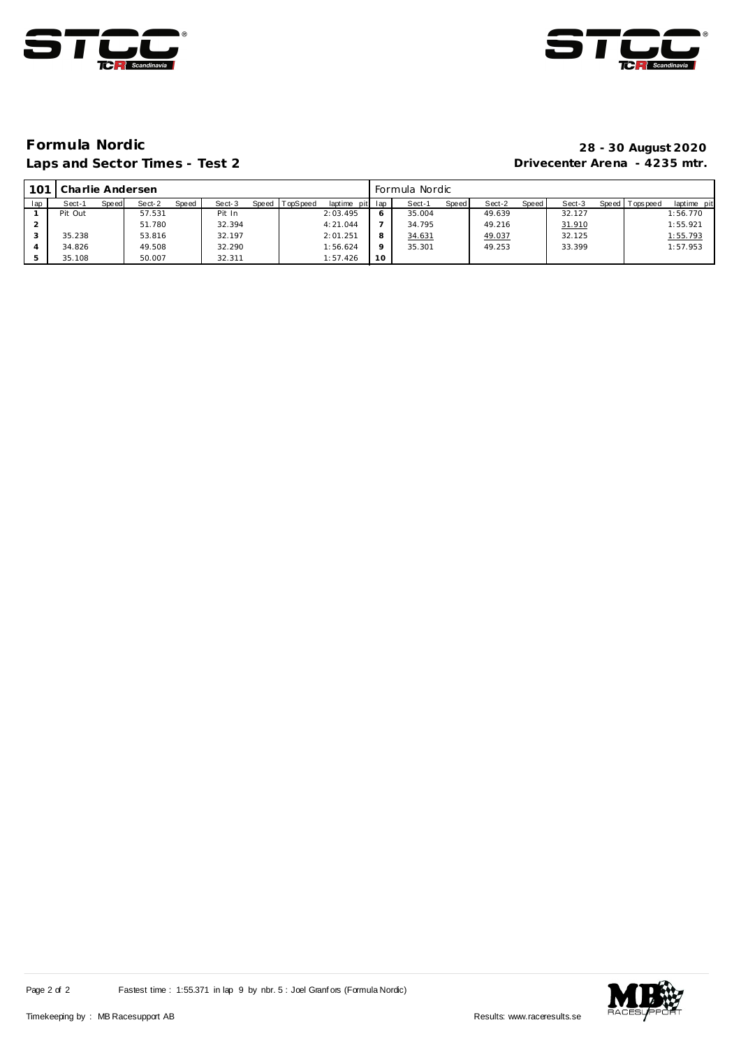## Formula Nordic

**28 - 30 August 2020**

### Laps and Sector Times - Test 2

**Drivecenter Arena - 4235 mtr.**

| 101 | Charlie Andersen | | | | | | | | | Formula Nordic | | | | | | | | |
|---|---|---|---|---|---|---|---|---|---|---|---|---|---|---|---|---|---|---|
| lap | Sect-1 | Speed | Sect-2 | Speed | Sect-3 | Speed | TopSpeed | laptime pit | lap | Sect-1 | Speed | Sect-2 | Speed | Sect-3 | Speed | Topspeed | laptime pit |
| 1 | Pit Out | | 57.531 | | Pit In | | | 2:03.495 | 6 | 35.004 | | 49.639 | | 32.127 | | | 1:56.770 |
| 2 | | | 51.780 | | 32.394 | | | 4:21.044 | 7 | 34.795 | | 49.216 | | 31.910 | | | 1:55.921 |
| 3 | 35.238 | | 53.816 | | 32.197 | | | 2:01.251 | 8 | 34.631 | | 49.037 | | 32.125 | | | 1:55.793 |
| 4 | 34.826 | | 49.508 | | 32.290 | | | 1:56.624 | 9 | 35.301 | | 49.253 | | 33.399 | | | 1:57.953 |
| 5 | 35.108 | | 50.007 | | 32.311 | | | 1:57.426 | 10 | | | | | | | | |

Fastest time : 1:55.371 in lap 9 by nbr. 5 : Joel Granfors (Formula Nordic)

Timekeeping by : MB Racesupport AB

Results: www.raceresults.se